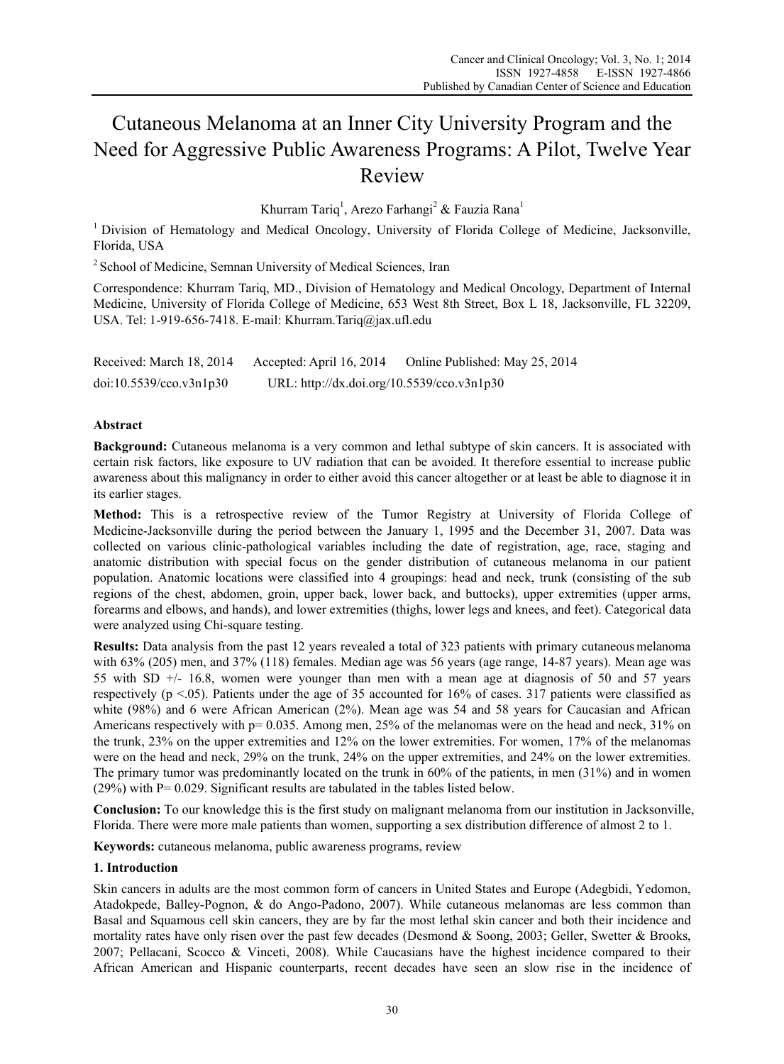# Cutaneous Melanoma at an Inner City University Program and the Need for Aggressive Public Awareness Programs: A Pilot, Twelve Year Review

Khurram Tariq[1], Arezo Farhangi[2] & Fauzia Rana[1]

[1] Division of Hematology and Medical Oncology, University of Florida College of Medicine, Jacksonville, Florida, USA

[2] School of Medicine, Semnan University of Medical Sciences, Iran

Correspondence: Khurram Tariq, MD., Division of Hematology and Medical Oncology, Department of Internal Medicine, University of Florida College of Medicine, 653 West 8th Street, Box L 18, Jacksonville, FL 32209, USA. Tel: 1-919-656-7418. E-mail: Khurram.Tariq@jax.ufl.edu

Received: March 18, 2014 Accepted: April 16, 2014 Online Published: May 25, 2014

doi:10.5539/cco.v3n1p30 URL: http://dx.doi.org/10.5539/cco.v3n1p30

## Abstract

**Background:** Cutaneous melanoma is a very common and lethal subtype of skin cancers. It is associated with certain risk factors, like exposure to UV radiation that can be avoided. It therefore essential to increase public awareness about this malignancy in order to either avoid this cancer altogether or at least be able to diagnose it in its earlier stages.

**Method:** This is a retrospective review of the Tumor Registry at University of Florida College of Medicine-Jacksonville during the period between the January 1, 1995 and the December 31, 2007. Data was collected on various clinic-pathological variables including the date of registration, age, race, staging and anatomic distribution with special focus on the gender distribution of cutaneous melanoma in our patient population. Anatomic locations were classified into 4 groupings: head and neck, trunk (consisting of the sub regions of the chest, abdomen, groin, upper back, lower back, and buttocks), upper extremities (upper arms, forearms and elbows, and hands), and lower extremities (thighs, lower legs and knees, and feet). Categorical data were analyzed using Chi-square testing.

**Results:** Data analysis from the past 12 years revealed a total of 323 patients with primary cutaneous melanoma with 63% (205) men, and 37% (118) females. Median age was 56 years (age range, 14-87 years). Mean age was 55 with SD +/- 16.8, women were younger than men with a mean age at diagnosis of 50 and 57 years respectively ($p < .05$). Patients under the age of 35 accounted for 16% of cases. 317 patients were classified as white (98%) and 6 were African American (2%). Mean age was 54 and 58 years for Caucasian and African Americans respectively with $p = 0.035$. Among men, 25% of the melanomas were on the head and neck, 31% on the trunk, 23% on the upper extremities and 12% on the lower extremities. For women, 17% of the melanomas were on the head and neck, 29% on the trunk, 24% on the upper extremities, and 24% on the lower extremities. The primary tumor was predominantly located on the trunk in 60% of the patients, in men (31%) and in women (29%) with $P = 0.029$. Significant results are tabulated in the tables listed below.

**Conclusion:** To our knowledge this is the first study on malignant melanoma from our institution in Jacksonville, Florida. There were more male patients than women, supporting a sex distribution difference of almost 2 to 1.

**Keywords:** cutaneous melanoma, public awareness programs, review

## 1. Introduction

Skin cancers in adults are the most common form of cancers in United States and Europe (Adegbidi, Yedomon, Atadokpede, Balley-Pognon, & do Ango-Padono, 2007). While cutaneous melanomas are less common than Basal and Squamous cell skin cancers, they are by far the most lethal skin cancer and both their incidence and mortality rates have only risen over the past few decades (Desmond & Soong, 2003; Geller, Swetter & Brooks, 2007; Pellacani, Scocco & Vinceti, 2008). While Caucasians have the highest incidence compared to their African American and Hispanic counterparts, recent decades have seen an slow rise in the incidence of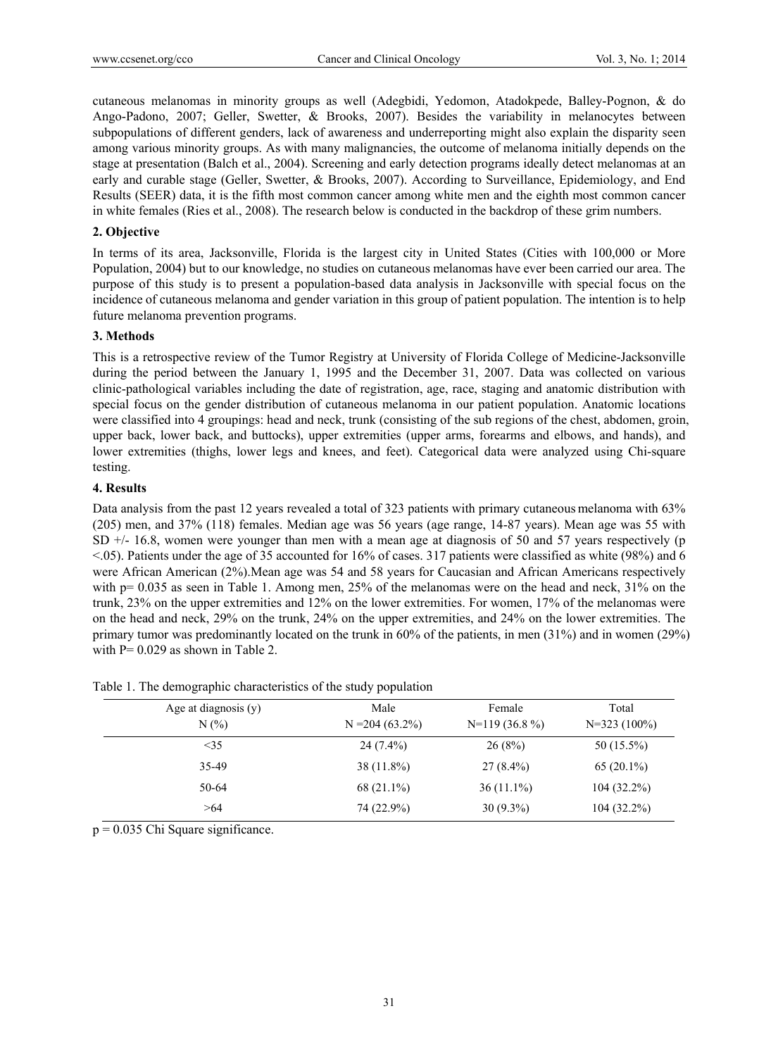cutaneous melanomas in minority groups as well (Adegbidi, Yedomon, Atadokpede, Balley-Pognon, & do Ango-Padono, 2007; Geller, Swetter, & Brooks, 2007). Besides the variability in melanocytes between subpopulations of different genders, lack of awareness and underreporting might also explain the disparity seen among various minority groups. As with many malignancies, the outcome of melanoma initially depends on the stage at presentation (Balch et al., 2004). Screening and early detection programs ideally detect melanomas at an early and curable stage (Geller, Swetter, & Brooks, 2007). According to Surveillance, Epidemiology, and End Results (SEER) data, it is the fifth most common cancer among white men and the eighth most common cancer in white females (Ries et al., 2008). The research below is conducted in the backdrop of these grim numbers.

## 2. Objective

In terms of its area, Jacksonville, Florida is the largest city in United States (Cities with 100,000 or More Population, 2004) but to our knowledge, no studies on cutaneous melanomas have ever been carried our area. The purpose of this study is to present a population-based data analysis in Jacksonville with special focus on the incidence of cutaneous melanoma and gender variation in this group of patient population. The intention is to help future melanoma prevention programs.

## 3. Methods

This is a retrospective review of the Tumor Registry at University of Florida College of Medicine-Jacksonville during the period between the January 1, 1995 and the December 31, 2007. Data was collected on various clinic-pathological variables including the date of registration, age, race, staging and anatomic distribution with special focus on the gender distribution of cutaneous melanoma in our patient population. Anatomic locations were classified into 4 groupings: head and neck, trunk (consisting of the sub regions of the chest, abdomen, groin, upper back, lower back, and buttocks), upper extremities (upper arms, forearms and elbows, and hands), and lower extremities (thighs, lower legs and knees, and feet). Categorical data were analyzed using Chi-square testing.

## 4. Results

Data analysis from the past 12 years revealed a total of 323 patients with primary cutaneous melanoma with 63% (205) men, and 37% (118) females. Median age was 56 years (age range, 14-87 years). Mean age was 55 with SD +/- 16.8, women were younger than men with a mean age at diagnosis of 50 and 57 years respectively ($p < .05$). Patients under the age of 35 accounted for 16% of cases. 317 patients were classified as white (98%) and 6 were African American (2%).Mean age was 54 and 58 years for Caucasian and African Americans respectively with $p = 0.035$ as seen in Table 1. Among men, 25% of the melanomas were on the head and neck, 31% on the trunk, 23% on the upper extremities and 12% on the lower extremities. For women, 17% of the melanomas were on the head and neck, 29% on the trunk, 24% on the upper extremities, and 24% on the lower extremities. The primary tumor was predominantly located on the trunk in 60% of the patients, in men (31%) and in women (29%) with $P = 0.029$ as shown in Table 2.

Table 1. The demographic characteristics of the study population

| Age at diagnosis (y)<br>N (%) | Male<br>N =204 (63.2%) | Female<br>N=119 (36.8 %) | Total<br>N=323 (100%) |
|---|---|---|---|
| <35 | 24 (7.4%) | 26 (8%) | 50 (15.5%) |
| 35-49 | 38 (11.8%) | 27 (8.4%) | 65 (20.1%) |
| 50-64 | 68 (21.1%) | 36 (11.1%) | 104 (32.2%) |
| >64 | 74 (22.9%) | 30 (9.3%) | 104 (32.2%) |

$p = 0.035$ Chi Square significance.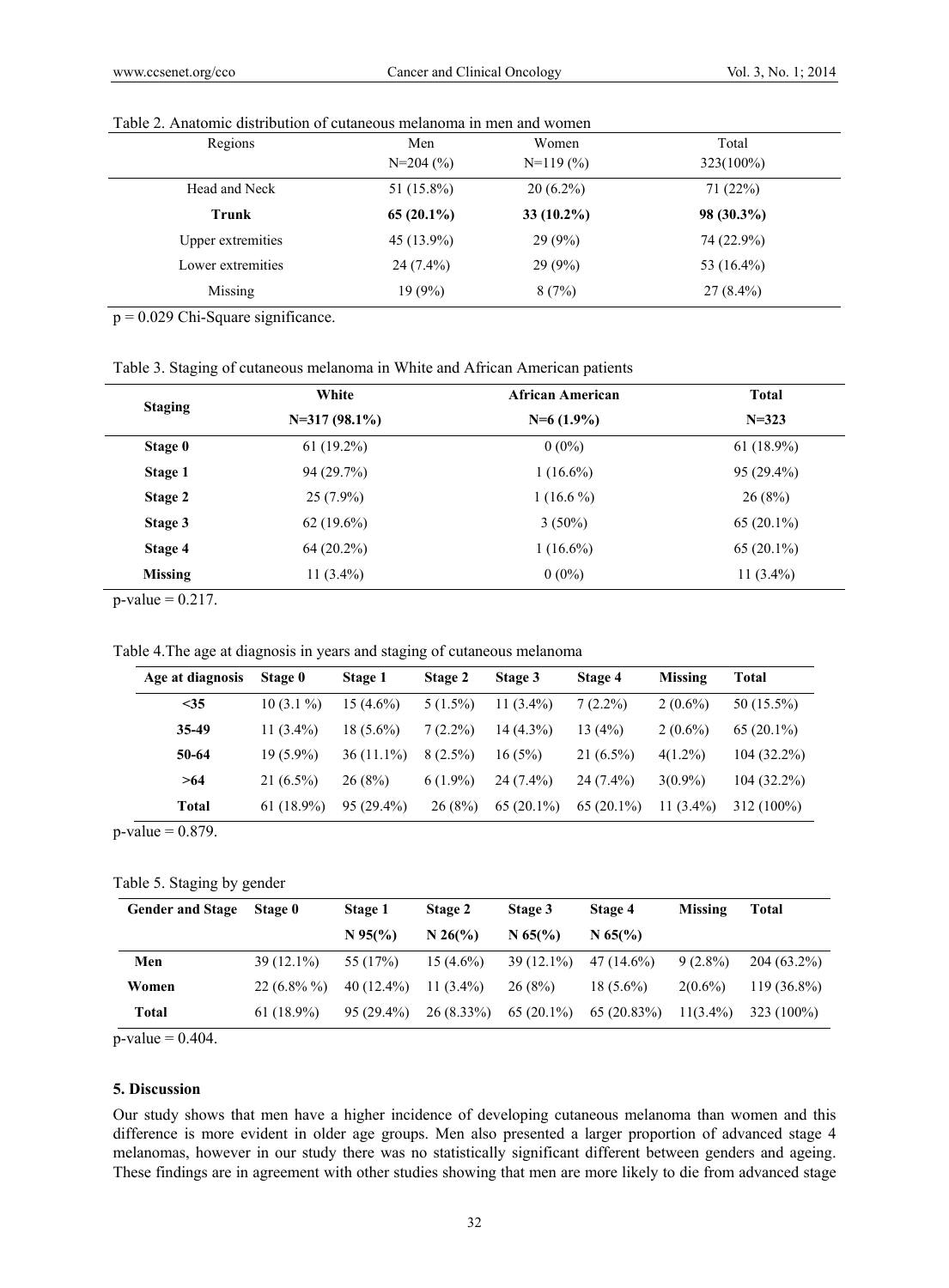Table 2. Anatomic distribution of cutaneous melanoma in men and women

| Regions | Men N=204 (%) | Women N=119 (%) | Total 323(100%) |
|---|---|---|---|
| Head and Neck | 51 (15.8%) | 20 (6.2%) | 71 (22%) |
| **Trunk** | **65 (20.1%)** | **33 (10.2%)** | **98 (30.3%)** |
| Upper extremities | 45 (13.9%) | 29 (9%) | 74 (22.9%) |
| Lower extremities | 24 (7.4%) | 29 (9%) | 53 (16.4%) |
| Missing | 19 (9%) | 8 (7%) | 27 (8.4%) |

$p = 0.029$ Chi-Square significance.

Table 3. Staging of cutaneous melanoma in White and African American patients

| **Staging** | **White N=317 (98.1%)** | **African American N=6 (1.9%)** | **Total N=323** |
|---|---|---|---|
| **Stage 0** | 61 (19.2%) | 0 (0%) | 61 (18.9%) |
| **Stage 1** | 94 (29.7%) | 1 (16.6%) | 95 (29.4%) |
| **Stage 2** | 25 (7.9%) | 1 (16.6 %) | 26 (8%) |
| **Stage 3** | 62 (19.6%) | 3 (50%) | 65 (20.1%) |
| **Stage 4** | 64 (20.2%) | 1 (16.6%) | 65 (20.1%) |
| **Missing** | 11 (3.4%) | 0 (0%) | 11 (3.4%) |

p-value = 0.217.

Table 4.The age at diagnosis in years and staging of cutaneous melanoma

| **Age at diagnosis** | **Stage 0** | **Stage 1** | **Stage 2** | **Stage 3** | **Stage 4** | **Missing** | **Total** |
|---|---|---|---|---|---|---|---|
| **<35** | 10 (3.1 %) | 15 (4.6%) | 5 (1.5%) | 11 (3.4%) | 7 (2.2%) | 2 (0.6%) | 50 (15.5%) |
| **35-49** | 11 (3.4%) | 18 (5.6%) | 7 (2.2%) | 14 (4.3%) | 13 (4%) | 2 (0.6%) | 65 (20.1%) |
| **50-64** | 19 (5.9%) | 36 (11.1%) | 8 (2.5%) | 16 (5%) | 21 (6.5%) | 4(1.2%) | 104 (32.2%) |
| **>64** | 21 (6.5%) | 26 (8%) | 6 (1.9%) | 24 (7.4%) | 24 (7.4%) | 3(0.9%) | 104 (32.2%) |
| **Total** | 61 (18.9%) | 95 (29.4%) | 26 (8%) | 65 (20.1%) | 65 (20.1%) | 11 (3.4%) | 312 (100%) |

p-value = 0.879.

Table 5. Staging by gender

| **Gender and Stage** | **Stage 0** | **Stage 1 N 95(%)** | **Stage 2 N 26(%)** | **Stage 3 N 65(%)** | **Stage 4 N 65(%)** | **Missing** | **Total** |
|---|---|---|---|---|---|---|---|
| **Men** | 39 (12.1%) | 55 (17%) | 15 (4.6%) | 39 (12.1%) | 47 (14.6%) | 9 (2.8%) | 204 (63.2%) |
| **Women** | 22 (6.8% %) | 40 (12.4%) | 11 (3.4%) | 26 (8%) | 18 (5.6%) | 2(0.6%) | 119 (36.8%) |
| **Total** | 61 (18.9%) | 95 (29.4%) | 26 (8.33%) | 65 (20.1%) | 65 (20.83%) | 11(3.4%) | 323 (100%) |

p-value = 0.404.

## 5. Discussion

Our study shows that men have a higher incidence of developing cutaneous melanoma than women and this difference is more evident in older age groups. Men also presented a larger proportion of advanced stage 4 melanomas, however in our study there was no statistically significant different between genders and ageing. These findings are in agreement with other studies showing that men are more likely to die from advanced stage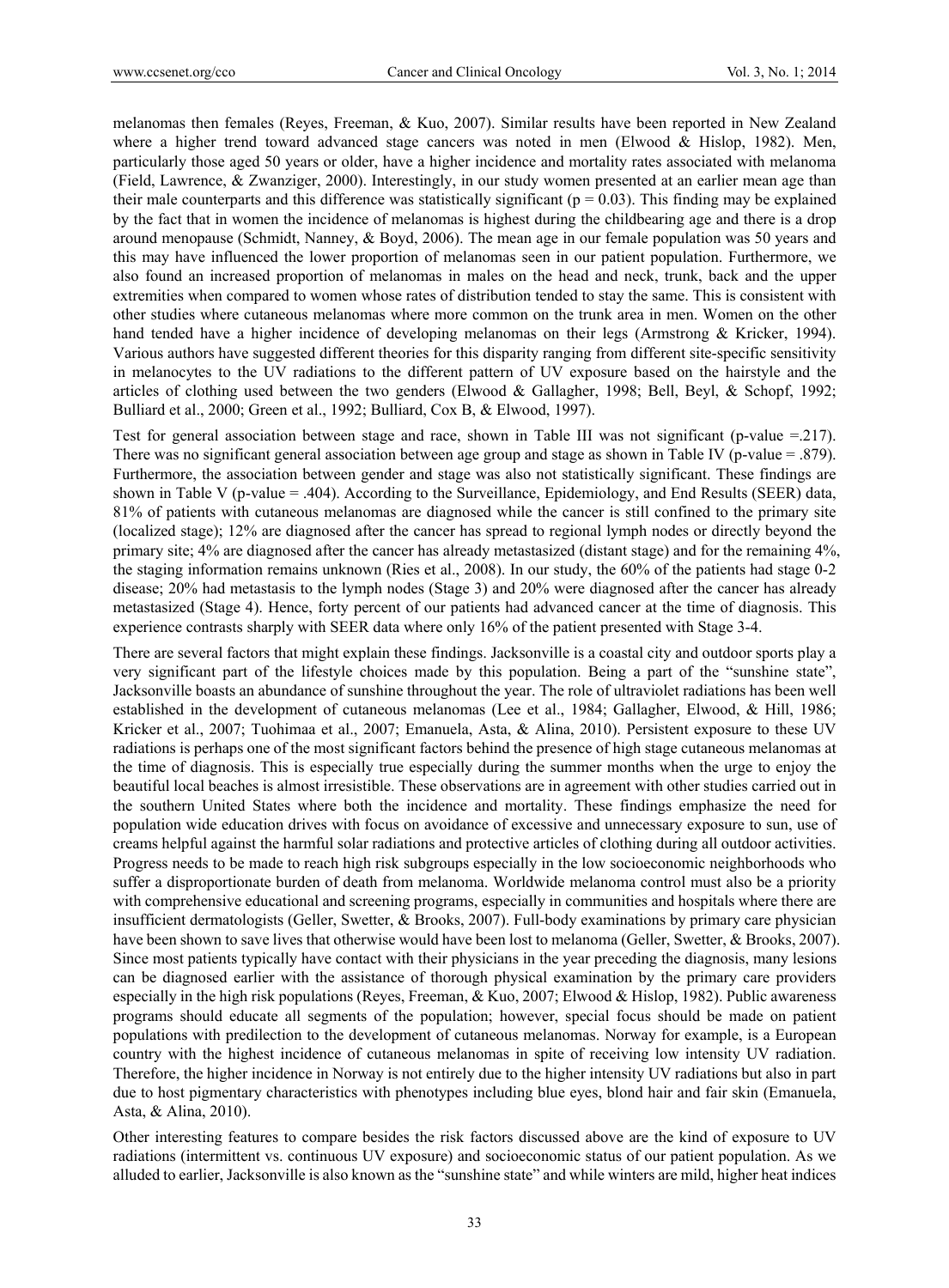melanomas then females (Reyes, Freeman, & Kuo, 2007). Similar results have been reported in New Zealand where a higher trend toward advanced stage cancers was noted in men (Elwood & Hislop, 1982). Men, particularly those aged 50 years or older, have a higher incidence and mortality rates associated with melanoma (Field, Lawrence, & Zwanziger, 2000). Interestingly, in our study women presented at an earlier mean age than their male counterparts and this difference was statistically significant ($p = 0.03$). This finding may be explained by the fact that in women the incidence of melanomas is highest during the childbearing age and there is a drop around menopause (Schmidt, Nanney, & Boyd, 2006). The mean age in our female population was 50 years and this may have influenced the lower proportion of melanomas seen in our patient population. Furthermore, we also found an increased proportion of melanomas in males on the head and neck, trunk, back and the upper extremities when compared to women whose rates of distribution tended to stay the same. This is consistent with other studies where cutaneous melanomas where more common on the trunk area in men. Women on the other hand tended have a higher incidence of developing melanomas on their legs (Armstrong & Kricker, 1994). Various authors have suggested different theories for this disparity ranging from different site-specific sensitivity in melanocytes to the UV radiations to the different pattern of UV exposure based on the hairstyle and the articles of clothing used between the two genders (Elwood & Gallagher, 1998; Bell, Beyl, & Schopf, 1992; Bulliard et al., 2000; Green et al., 1992; Bulliard, Cox B, & Elwood, 1997).

Test for general association between stage and race, shown in Table III was not significant (p-value =.217). There was no significant general association between age group and stage as shown in Table IV (p-value = .879). Furthermore, the association between gender and stage was also not statistically significant. These findings are shown in Table V (p-value = .404). According to the Surveillance, Epidemiology, and End Results (SEER) data, 81% of patients with cutaneous melanomas are diagnosed while the cancer is still confined to the primary site (localized stage); 12% are diagnosed after the cancer has spread to regional lymph nodes or directly beyond the primary site; 4% are diagnosed after the cancer has already metastasized (distant stage) and for the remaining 4%, the staging information remains unknown (Ries et al., 2008). In our study, the 60% of the patients had stage 0-2 disease; 20% had metastasis to the lymph nodes (Stage 3) and 20% were diagnosed after the cancer has already metastasized (Stage 4). Hence, forty percent of our patients had advanced cancer at the time of diagnosis. This experience contrasts sharply with SEER data where only 16% of the patient presented with Stage 3-4.

There are several factors that might explain these findings. Jacksonville is a coastal city and outdoor sports play a very significant part of the lifestyle choices made by this population. Being a part of the "sunshine state", Jacksonville boasts an abundance of sunshine throughout the year. The role of ultraviolet radiations has been well established in the development of cutaneous melanomas (Lee et al., 1984; Gallagher, Elwood, & Hill, 1986; Kricker et al., 2007; Tuohimaa et al., 2007; Emanuela, Asta, & Alina, 2010). Persistent exposure to these UV radiations is perhaps one of the most significant factors behind the presence of high stage cutaneous melanomas at the time of diagnosis. This is especially true especially during the summer months when the urge to enjoy the beautiful local beaches is almost irresistible. These observations are in agreement with other studies carried out in the southern United States where both the incidence and mortality. These findings emphasize the need for population wide education drives with focus on avoidance of excessive and unnecessary exposure to sun, use of creams helpful against the harmful solar radiations and protective articles of clothing during all outdoor activities. Progress needs to be made to reach high risk subgroups especially in the low socioeconomic neighborhoods who suffer a disproportionate burden of death from melanoma. Worldwide melanoma control must also be a priority with comprehensive educational and screening programs, especially in communities and hospitals where there are insufficient dermatologists (Geller, Swetter, & Brooks, 2007). Full-body examinations by primary care physician have been shown to save lives that otherwise would have been lost to melanoma (Geller, Swetter, & Brooks, 2007). Since most patients typically have contact with their physicians in the year preceding the diagnosis, many lesions can be diagnosed earlier with the assistance of thorough physical examination by the primary care providers especially in the high risk populations (Reyes, Freeman, & Kuo, 2007; Elwood & Hislop, 1982). Public awareness programs should educate all segments of the population; however, special focus should be made on patient populations with predilection to the development of cutaneous melanomas. Norway for example, is a European country with the highest incidence of cutaneous melanomas in spite of receiving low intensity UV radiation. Therefore, the higher incidence in Norway is not entirely due to the higher intensity UV radiations but also in part due to host pigmentary characteristics with phenotypes including blue eyes, blond hair and fair skin (Emanuela, Asta, & Alina, 2010).

Other interesting features to compare besides the risk factors discussed above are the kind of exposure to UV radiations (intermittent vs. continuous UV exposure) and socioeconomic status of our patient population. As we alluded to earlier, Jacksonville is also known as the "sunshine state" and while winters are mild, higher heat indices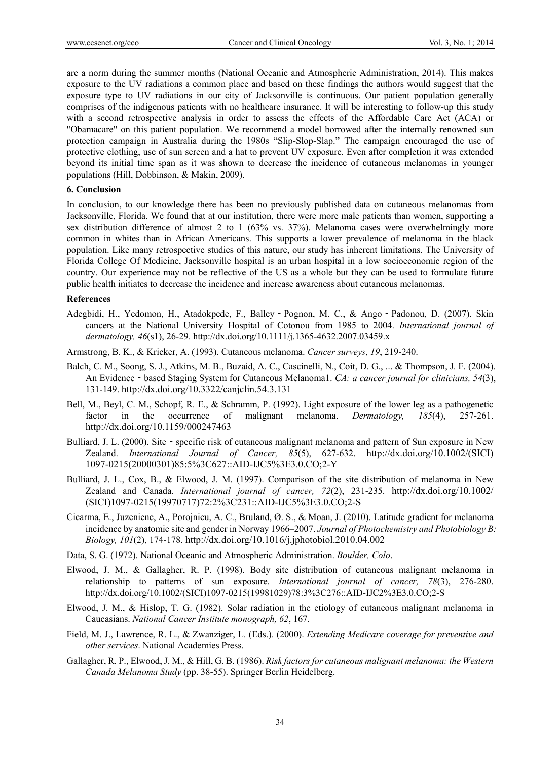are a norm during the summer months (National Oceanic and Atmospheric Administration, 2014). This makes exposure to the UV radiations a common place and based on these findings the authors would suggest that the exposure type to UV radiations in our city of Jacksonville is continuous. Our patient population generally comprises of the indigenous patients with no healthcare insurance. It will be interesting to follow-up this study with a second retrospective analysis in order to assess the effects of the Affordable Care Act (ACA) or "Obamacare" on this patient population. We recommend a model borrowed after the internally renowned sun protection campaign in Australia during the 1980s "Slip-Slop-Slap." The campaign encouraged the use of protective clothing, use of sun screen and a hat to prevent UV exposure. Even after completion it was extended beyond its initial time span as it was shown to decrease the incidence of cutaneous melanomas in younger populations (Hill, Dobbinson, & Makin, 2009).

### 6. Conclusion

In conclusion, to our knowledge there has been no previously published data on cutaneous melanomas from Jacksonville, Florida. We found that at our institution, there were more male patients than women, supporting a sex distribution difference of almost 2 to 1 (63% vs. 37%). Melanoma cases were overwhelmingly more common in whites than in African Americans. This supports a lower prevalence of melanoma in the black population. Like many retrospective studies of this nature, our study has inherent limitations. The University of Florida College Of Medicine, Jacksonville hospital is an urban hospital in a low socioeconomic region of the country. Our experience may not be reflective of the US as a whole but they can be used to formulate future public health initiates to decrease the incidence and increase awareness about cutaneous melanomas.

### References

Adegbidi, H., Yedomon, H., Atadokpede, F., Balley‐Pognon, M. C., & Ango‐Padonou, D. (2007). Skin cancers at the National University Hospital of Cotonou from 1985 to 2004. *International journal of dermatology, 46*(s1), 26-29. http://dx.doi.org/10.1111/j.1365-4632.2007.03459.x

Armstrong, B. K., & Kricker, A. (1993). Cutaneous melanoma. *Cancer surveys*, *19*, 219-240.

Balch, C. M., Soong, S. J., Atkins, M. B., Buzaid, A. C., Cascinelli, N., Coit, D. G., ... & Thompson, J. F. (2004). An Evidence‐based Staging System for Cutaneous Melanoma1. *CA: a cancer journal for clinicians, 54*(3), 131-149. http://dx.doi.org/10.3322/canjclin.54.3.131

Bell, M., Beyl, C. M., Schopf, R. E., & Schramm, P. (1992). Light exposure of the lower leg as a pathogenetic factor in the occurrence of malignant melanoma. *Dermatology, 185*(4), 257-261. http://dx.doi.org/10.1159/000247463

Bulliard, J. L. (2000). Site‐specific risk of cutaneous malignant melanoma and pattern of Sun exposure in New Zealand. *International Journal of Cancer, 85*(5), 627-632. http://dx.doi.org/10.1002/(SICI)1097-0215(20000301)85:5%3C627::AID-IJC5%3E3.0.CO;2-Y

Bulliard, J. L., Cox, B., & Elwood, J. M. (1997). Comparison of the site distribution of melanoma in New Zealand and Canada. *International journal of cancer, 72*(2), 231-235. http://dx.doi.org/10.1002/(SICI)1097-0215(19970717)72:2%3C231::AID-IJC5%3E3.0.CO;2-S

Cicarma, E., Juzeniene, A., Porojnicu, A. C., Bruland, Ø. S., & Moan, J. (2010). Latitude gradient for melanoma incidence by anatomic site and gender in Norway 1966–2007. *Journal of Photochemistry and Photobiology B: Biology, 101*(2), 174-178. http://dx.doi.org/10.1016/j.jphotobiol.2010.04.002

Data, S. G. (1972). National Oceanic and Atmospheric Administration. *Boulder, Colo*.

Elwood, J. M., & Gallagher, R. P. (1998). Body site distribution of cutaneous malignant melanoma in relationship to patterns of sun exposure. *International journal of cancer, 78*(3), 276-280. http://dx.doi.org/10.1002/(SICI)1097-0215(19981029)78:3%3C276::AID-IJC2%3E3.0.CO;2-S

Elwood, J. M., & Hislop, T. G. (1982). Solar radiation in the etiology of cutaneous malignant melanoma in Caucasians. *National Cancer Institute monograph, 62*, 167.

Field, M. J., Lawrence, R. L., & Zwanziger, L. (Eds.). (2000). *Extending Medicare coverage for preventive and other services*. National Academies Press.

Gallagher, R. P., Elwood, J. M., & Hill, G. B. (1986). *Risk factors for cutaneous malignant melanoma: the Western Canada Melanoma Study* (pp. 38-55). Springer Berlin Heidelberg.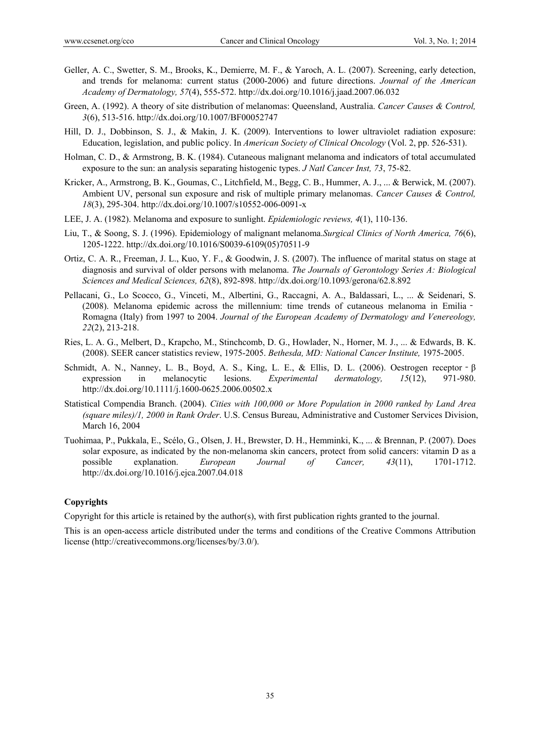Geller, A. C., Swetter, S. M., Brooks, K., Demierre, M. F., & Yaroch, A. L. (2007). Screening, early detection, and trends for melanoma: current status (2000-2006) and future directions. *Journal of the American Academy of Dermatology, 57*(4), 555-572. http://dx.doi.org/10.1016/j.jaad.2007.06.032

Green, A. (1992). A theory of site distribution of melanomas: Queensland, Australia. *Cancer Causes & Control, 3*(6), 513-516. http://dx.doi.org/10.1007/BF00052747

Hill, D. J., Dobbinson, S. J., & Makin, J. K. (2009). Interventions to lower ultraviolet radiation exposure: Education, legislation, and public policy. In *American Society of Clinical Oncology* (Vol. 2, pp. 526-531).

Holman, C. D., & Armstrong, B. K. (1984). Cutaneous malignant melanoma and indicators of total accumulated exposure to the sun: an analysis separating histogenic types. *J Natl Cancer Inst, 73*, 75-82.

Kricker, A., Armstrong, B. K., Goumas, C., Litchfield, M., Begg, C. B., Hummer, A. J., ... & Berwick, M. (2007). Ambient UV, personal sun exposure and risk of multiple primary melanomas. *Cancer Causes & Control, 18*(3), 295-304. http://dx.doi.org/10.1007/s10552-006-0091-x

LEE, J. A. (1982). Melanoma and exposure to sunlight. *Epidemiologic reviews, 4*(1), 110-136.

Liu, T., & Soong, S. J. (1996). Epidemiology of malignant melanoma.*Surgical Clinics of North America, 76*(6), 1205-1222. http://dx.doi.org/10.1016/S0039-6109(05)70511-9

Ortiz, C. A. R., Freeman, J. L., Kuo, Y. F., & Goodwin, J. S. (2007). The influence of marital status on stage at diagnosis and survival of older persons with melanoma. *The Journals of Gerontology Series A: Biological Sciences and Medical Sciences, 62*(8), 892-898. http://dx.doi.org/10.1093/gerona/62.8.892

Pellacani, G., Lo Scocco, G., Vinceti, M., Albertini, G., Raccagni, A. A., Baldassari, L., ... & Seidenari, S. (2008). Melanoma epidemic across the millennium: time trends of cutaneous melanoma in Emilia‐Romagna (Italy) from 1997 to 2004. *Journal of the European Academy of Dermatology and Venereology, 22*(2), 213-218.

Ries, L. A. G., Melbert, D., Krapcho, M., Stinchcomb, D. G., Howlader, N., Horner, M. J., ... & Edwards, B. K. (2008). SEER cancer statistics review, 1975-2005. *Bethesda, MD: National Cancer Institute,* 1975-2005.

Schmidt, A. N., Nanney, L. B., Boyd, A. S., King, L. E., & Ellis, D. L. (2006). Oestrogen receptor‐β expression in melanocytic lesions. *Experimental dermatology, 15*(12), 971-980. http://dx.doi.org/10.1111/j.1600-0625.2006.00502.x

Statistical Compendia Branch. (2004). *Cities with 100,000 or More Population in 2000 ranked by Land Area (square miles)/1, 2000 in Rank Order*. U.S. Census Bureau, Administrative and Customer Services Division, March 16, 2004

Tuohimaa, P., Pukkala, E., Scélo, G., Olsen, J. H., Brewster, D. H., Hemminki, K., ... & Brennan, P. (2007). Does solar exposure, as indicated by the non-melanoma skin cancers, protect from solid cancers: vitamin D as a possible explanation. *European Journal of Cancer, 43*(11), 1701-1712. http://dx.doi.org/10.1016/j.ejca.2007.04.018

**Copyrights**

Copyright for this article is retained by the author(s), with first publication rights granted to the journal.

This is an open-access article distributed under the terms and conditions of the Creative Commons Attribution license (http://creativecommons.org/licenses/by/3.0/).